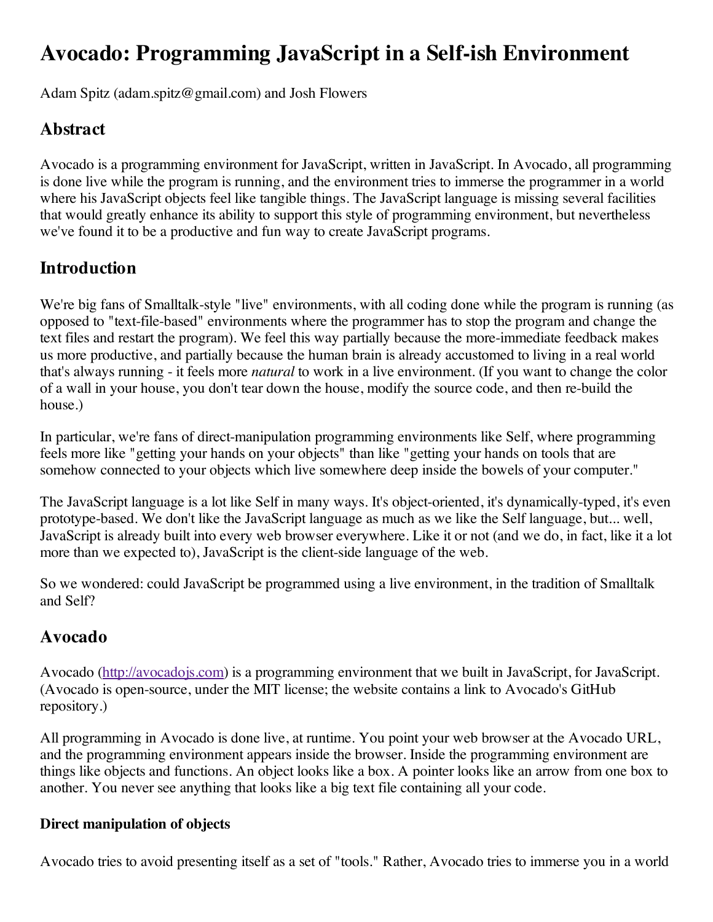# Avocado: Programming JavaScript in a Self-ish Environment

Adam Spitz (adam.spitz@gmail.com) and Josh Flowers

## Abstract

Avocado is a programming environment for JavaScript, written in JavaScript. In Avocado, all programming is done live while the program is running, and the environment tries to immerse the programmer in a world where his JavaScript objects feel like tangible things. The JavaScript language is missing several facilities that would greatly enhance its ability to support this style of programming environment, but nevertheless we've found it to be a productive and fun way to create JavaScript programs.

## Introduction

We're big fans of Smalltalk-style "live" environments, with all coding done while the program is running (as opposed to "text-file-based" environments where the programmer has to stop the program and change the text files and restart the program). We feel this way partially because the more-immediate feedback makes us more productive, and partially because the human brain is already accustomed to living in a real world that's always running - it feels more *natural* to work in a live environment. (If you want to change the color of a wall in your house, you don't tear down the house, modify the source code, and then re-build the house.)

In particular, we're fans of direct-manipulation programming environments like Self, where programming feels more like "getting your hands on your objects" than like "getting your hands on tools that are somehow connected to your objects which live somewhere deep inside the bowels of your computer."

The JavaScript language is a lot like Self in many ways. It's object-oriented, it's dynamically-typed, it's even prototype-based. We don't like the JavaScript language as much as we like the Self language, but... well, JavaScript is already built into every web browser everywhere. Like it or not (and we do, in fact, like it a lot more than we expected to), JavaScript is the client-side language of the web.

So we wondered: could JavaScript be programmed using a live environment, in the tradition of Smalltalk and Self?

## Avocado

Avocado ([http://avocadojs.com](http://avocadojs.com)) is a programming environment that we built in JavaScript, for JavaScript. (Avocado is open-source, under the MIT license; the website contains a link to Avocado's GitHub repository.)

All programming in Avocado is done live, at runtime. You point your web browser at the Avocado URL, and the programming environment appears inside the browser. Inside the programming environment are things like objects and functions. An object looks like a box. A pointer looks like an arrow from one box to another. You never see anything that looks like a big text file containing all your code.

### Direct manipulation of objects

Avocado tries to avoid presenting itself as a set of "tools." Rather, Avocado tries to immerse you in a world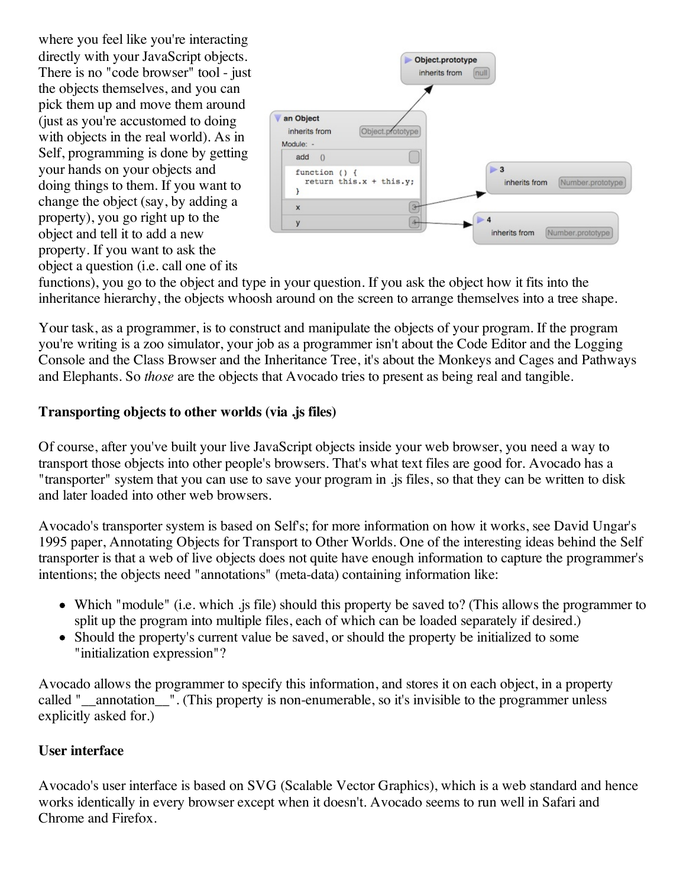where you feel like you're interacting directly with your JavaScript objects. There is no "code browser" tool - just the objects themselves, and you can pick them up and move them around (just as you're accustomed to doing with objects in the real world). As in Self, programming is done by getting your hands on your objects and doing things to them. If you want to change the object (say, by adding a property), you go right up to the object and tell it to add a new property. If you want to ask the object a question (i.e. call one of its functions), you go to the object and type in your question. If you ask the object how it fits into the inheritance hierarchy, the objects whoosh around on the screen to arrange themselves into a tree shape.

Your task, as a programmer, is to construct and manipulate the objects of your program. If the program you're writing is a zoo simulator, your job as a programmer isn't about the Code Editor and the Logging Console and the Class Browser and the Inheritance Tree, it's about the Monkeys and Cages and Pathways and Elephants. So *those* are the objects that Avocado tries to present as being real and tangible.

**Transporting objects to other worlds (via .js files)**

Of course, after you've built your live JavaScript objects inside your web browser, you need a way to transport those objects into other people's browsers. That's what text files are good for. Avocado has a "transporter" system that you can use to save your program in .js files, so that they can be written to disk and later loaded into other web browsers.

Avocado's transporter system is based on Self's; for more information on how it works, see David Ungar's 1995 paper, Annotating Objects for Transport to Other Worlds. One of the interesting ideas behind the Self transporter is that a web of live objects does not quite have enough information to capture the programmer's intentions; the objects need "annotations" (meta-data) containing information like:

- Which "module" (i.e. which .js file) should this property be saved to? (This allows the programmer to split up the program into multiple files, each of which can be loaded separately if desired.)
- Should the property's current value be saved, or should the property be initialized to some "initialization expression"?

Avocado allows the programmer to specify this information, and stores it on each object, in a property called "__annotation__". (This property is non-enumerable, so it's invisible to the programmer unless explicitly asked for.)

**User interface**

Avocado's user interface is based on SVG (Scalable Vector Graphics), which is a web standard and hence works identically in every browser except when it doesn't. Avocado seems to run well in Safari and Chrome and Firefox.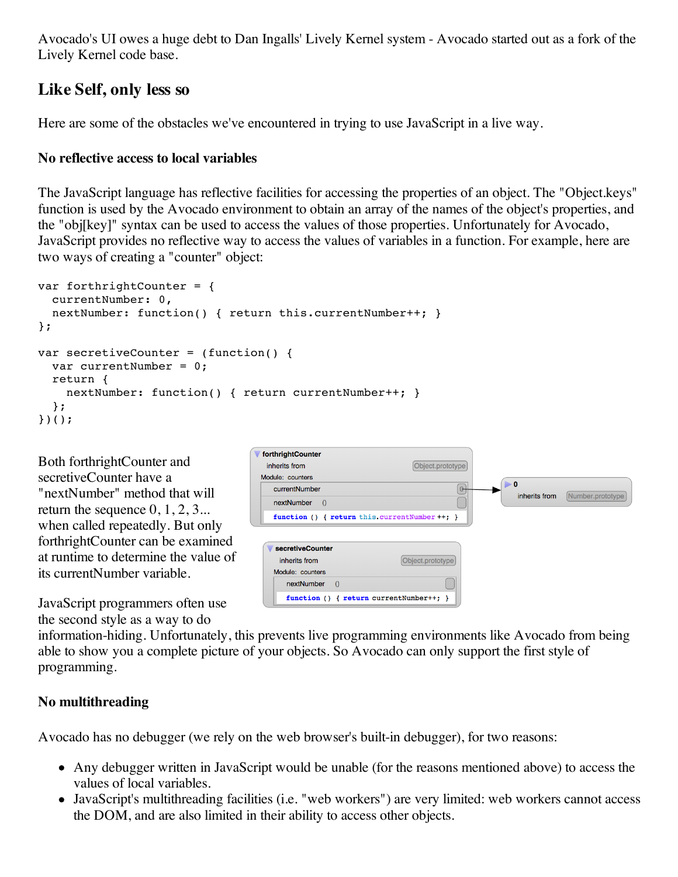Avocado's UI owes a huge debt to Dan Ingalls' Lively Kernel system - Avocado started out as a fork of the Lively Kernel code base.

## Like Self, only less so

Here are some of the obstacles we've encountered in trying to use JavaScript in a live way.

### No reflective access to local variables

The JavaScript language has reflective facilities for accessing the properties of an object. The "Object.keys" function is used by the Avocado environment to obtain an array of the names of the object's properties, and the "obj[key]" syntax can be used to access the values of those properties. Unfortunately for Avocado, JavaScript provides no reflective way to access the values of variables in a function. For example, here are two ways of creating a "counter" object:

```
var forthrightCounter = {
  currentNumber: 0,
  nextNumber: function() { return this.currentNumber++; }
};

var secretiveCounter = (function() {
  var currentNumber = 0;
  return {
    nextNumber: function() { return currentNumber++; }
  };
})();
```

Both forthrightCounter and secretiveCounter have a "nextNumber" method that will return the sequence 0, 1, 2, 3... when called repeatedly. But only forthrightCounter can be examined at runtime to determine the value of its currentNumber variable.

JavaScript programmers often use the second style as a way to do information-hiding. Unfortunately, this prevents live programming environments like Avocado from being able to show you a complete picture of your objects. So Avocado can only support the first style of programming.

### No multithreading

Avocado has no debugger (we rely on the web browser's built-in debugger), for two reasons:

- Any debugger written in JavaScript would be unable (for the reasons mentioned above) to access the values of local variables.
- JavaScript's multithreading facilities (i.e. "web workers") are very limited: web workers cannot access the DOM, and are also limited in their ability to access other objects.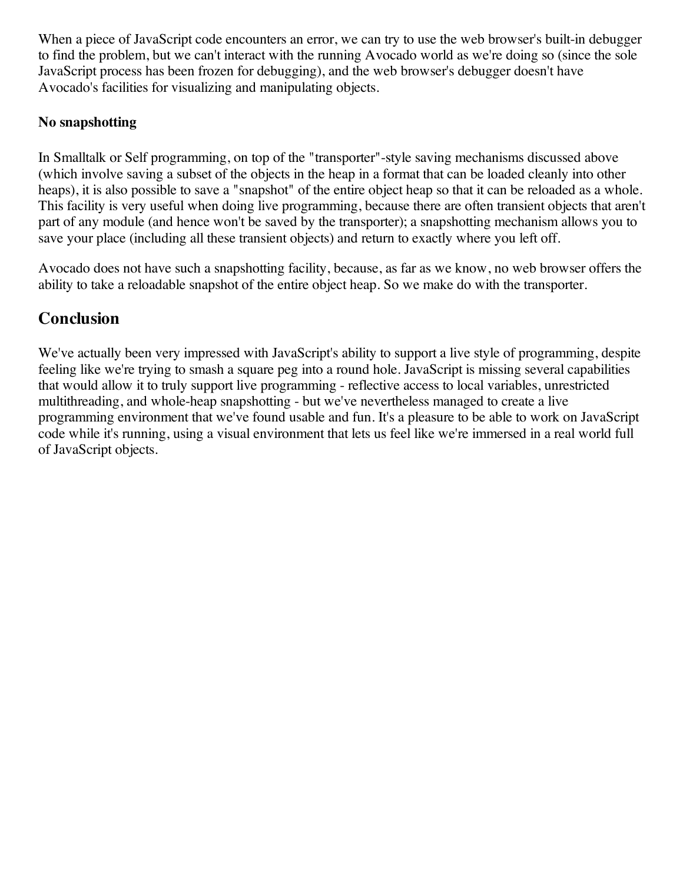When a piece of JavaScript code encounters an error, we can try to use the web browser's built-in debugger to find the problem, but we can't interact with the running Avocado world as we're doing so (since the sole JavaScript process has been frozen for debugging), and the web browser's debugger doesn't have Avocado's facilities for visualizing and manipulating objects.

### No snapshotting

In Smalltalk or Self programming, on top of the "transporter"-style saving mechanisms discussed above (which involve saving a subset of the objects in the heap in a format that can be loaded cleanly into other heaps), it is also possible to save a "snapshot" of the entire object heap so that it can be reloaded as a whole. This facility is very useful when doing live programming, because there are often transient objects that aren't part of any module (and hence won't be saved by the transporter); a snapshotting mechanism allows you to save your place (including all these transient objects) and return to exactly where you left off.

Avocado does not have such a snapshotting facility, because, as far as we know, no web browser offers the ability to take a reloadable snapshot of the entire object heap. So we make do with the transporter.

## Conclusion

We've actually been very impressed with JavaScript's ability to support a live style of programming, despite feeling like we're trying to smash a square peg into a round hole. JavaScript is missing several capabilities that would allow it to truly support live programming - reflective access to local variables, unrestricted multithreading, and whole-heap snapshotting - but we've nevertheless managed to create a live programming environment that we've found usable and fun. It's a pleasure to be able to work on JavaScript code while it's running, using a visual environment that lets us feel like we're immersed in a real world full of JavaScript objects.